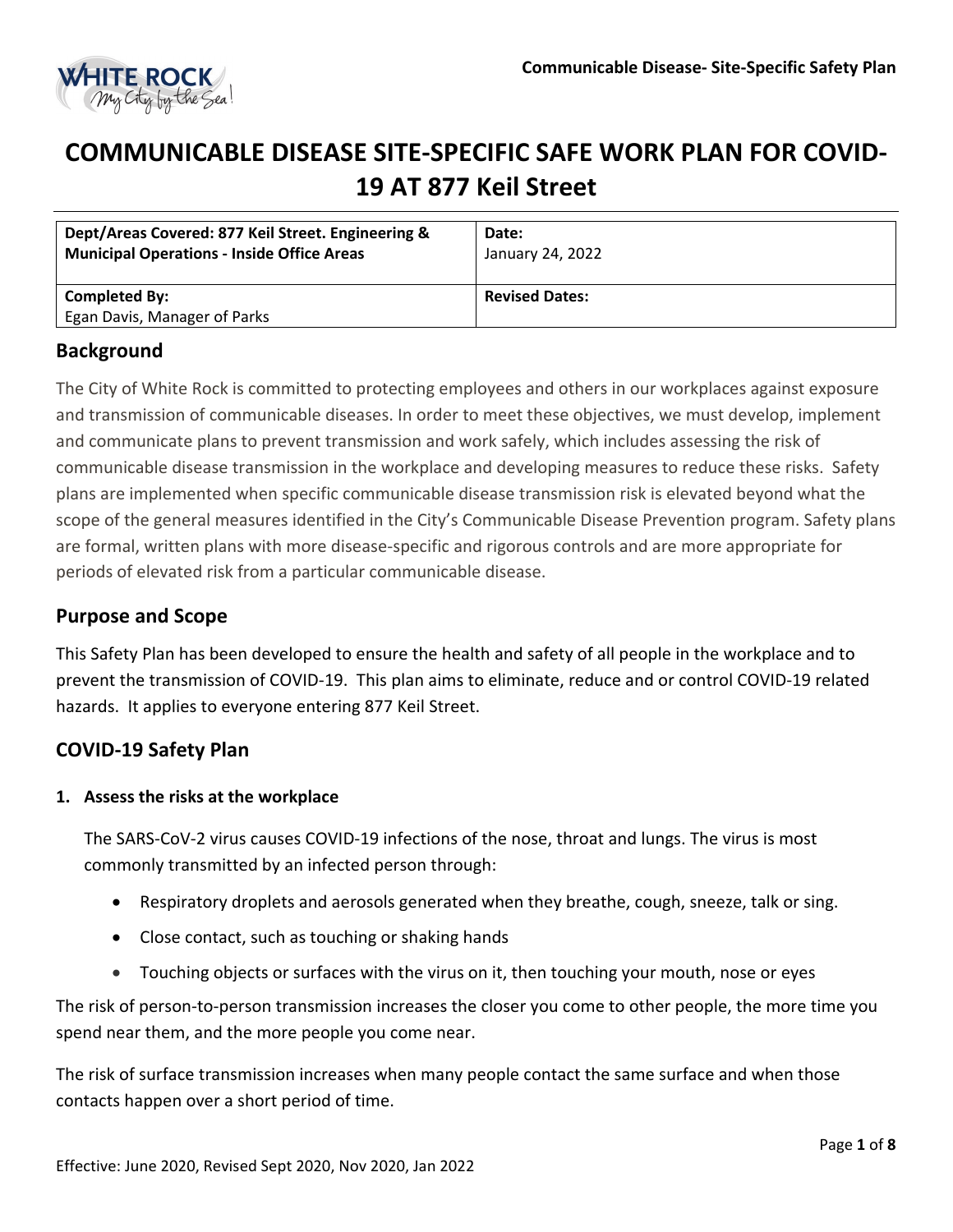# COMMUNICABLE DISEASE SITE-SPECIFIC SAFE WORK PLAN FOR COVID-19 AT 877 Keil Street

| **Dept/Areas Covered: 877 Keil Street. Engineering & Municipal Operations - Inside Office Areas** | **Date:** January 24, 2022 |
|---|---|
| **Completed By:** Egan Davis, Manager of Parks | **Revised Dates:** |

## Background

The City of White Rock is committed to protecting employees and others in our workplaces against exposure and transmission of communicable diseases. In order to meet these objectives, we must develop, implement and communicate plans to prevent transmission and work safely, which includes assessing the risk of communicable disease transmission in the workplace and developing measures to reduce these risks. Safety plans are implemented when specific communicable disease transmission risk is elevated beyond what the scope of the general measures identified in the City's Communicable Disease Prevention program. Safety plans are formal, written plans with more disease-specific and rigorous controls and are more appropriate for periods of elevated risk from a particular communicable disease.

## Purpose and Scope

This Safety Plan has been developed to ensure the health and safety of all people in the workplace and to prevent the transmission of COVID-19. This plan aims to eliminate, reduce and or control COVID-19 related hazards. It applies to everyone entering 877 Keil Street.

## COVID-19 Safety Plan

### 1. Assess the risks at the workplace

The SARS-CoV-2 virus causes COVID-19 infections of the nose, throat and lungs. The virus is most commonly transmitted by an infected person through:

- Respiratory droplets and aerosols generated when they breathe, cough, sneeze, talk or sing.
- Close contact, such as touching or shaking hands
- Touching objects or surfaces with the virus on it, then touching your mouth, nose or eyes

The risk of person-to-person transmission increases the closer you come to other people, the more time you spend near them, and the more people you come near.

The risk of surface transmission increases when many people contact the same surface and when those contacts happen over a short period of time.

Effective: June 2020, Revised Sept 2020, Nov 2020, Jan 2022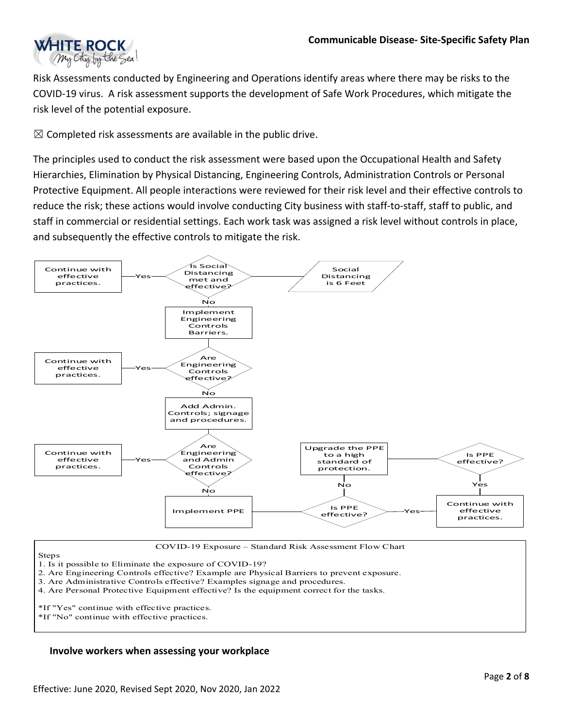Risk Assessments conducted by Engineering and Operations identify areas where there may be risks to the COVID-19 virus. A risk assessment supports the development of Safe Work Procedures, which mitigate the risk level of the potential exposure.

☒ Completed risk assessments are available in the public drive.

The principles used to conduct the risk assessment were based upon the Occupational Health and Safety Hierarchies, Elimination by Physical Distancing, Engineering Controls, Administration Controls or Personal Protective Equipment. All people interactions were reviewed for their risk level and their effective controls to reduce the risk; these actions would involve conducting City business with staff-to-staff, staff to public, and staff in commercial or residential settings. Each work task was assigned a risk level without controls in place, and subsequently the effective controls to mitigate the risk.

Is Social Distancing met and effective? — Social Distancing is 6 Feet

- Yes → Continue with effective practices.
- No → Implement Engineering Controls Barriers.

Are Engineering Controls effective?

- Yes → Continue with effective practices.
- No → Add Admin. Controls; signage and procedures.

Are Engineering and Admin Controls effective?

- Yes → Continue with effective practices.
- No → Implement PPE

Is PPE effective?

- Yes → Continue with effective practices.
- No → Upgrade the PPE to a high standard of protection.

Is PPE effective?

- Yes → Continue with effective practices.

COVID-19 Exposure – Standard Risk Assessment Flow Chart

Steps

1. Is it possible to Eliminate the exposure of COVID-19?
2. Are Engineering Controls effective? Example are Physical Barriers to prevent exposure.
3. Are Administrative Controls effective? Examples signage and procedures.
4. Are Personal Protective Equipment effective? Is the equipment correct for the tasks.

*If "Yes" continue with effective practices.
*If "No" continue with effective practices.

### Involve workers when assessing your workplace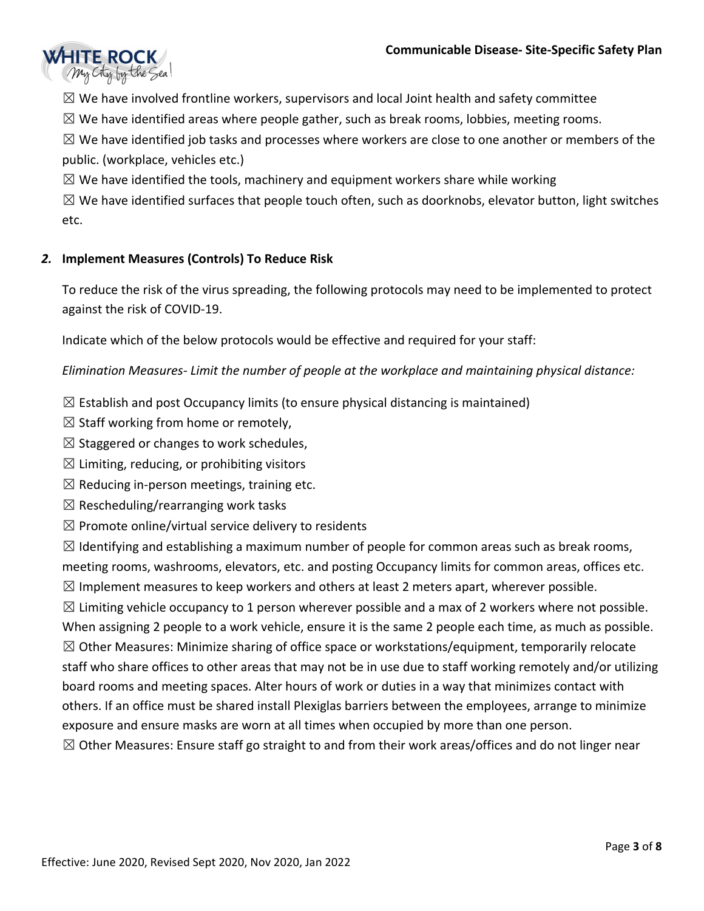☒ We have involved frontline workers, supervisors and local Joint health and safety committee

☒ We have identified areas where people gather, such as break rooms, lobbies, meeting rooms.

☒ We have identified job tasks and processes where workers are close to one another or members of the public. (workplace, vehicles etc.)

☒ We have identified the tools, machinery and equipment workers share while working

☒ We have identified surfaces that people touch often, such as doorknobs, elevator button, light switches etc.

## *2.* Implement Measures (Controls) To Reduce Risk

To reduce the risk of the virus spreading, the following protocols may need to be implemented to protect against the risk of COVID-19.

Indicate which of the below protocols would be effective and required for your staff:

*Elimination Measures- Limit the number of people at the workplace and maintaining physical distance:*

☒ Establish and post Occupancy limits (to ensure physical distancing is maintained)

☒ Staff working from home or remotely,

☒ Staggered or changes to work schedules,

☒ Limiting, reducing, or prohibiting visitors

☒ Reducing in-person meetings, training etc.

☒ Rescheduling/rearranging work tasks

☒ Promote online/virtual service delivery to residents

☒ Identifying and establishing a maximum number of people for common areas such as break rooms, meeting rooms, washrooms, elevators, etc. and posting Occupancy limits for common areas, offices etc.

☒ Implement measures to keep workers and others at least 2 meters apart, wherever possible.

☒ Limiting vehicle occupancy to 1 person wherever possible and a max of 2 workers where not possible. When assigning 2 people to a work vehicle, ensure it is the same 2 people each time, as much as possible.

☒ Other Measures: Minimize sharing of office space or workstations/equipment, temporarily relocate staff who share offices to other areas that may not be in use due to staff working remotely and/or utilizing board rooms and meeting spaces. Alter hours of work or duties in a way that minimizes contact with others. If an office must be shared install Plexiglas barriers between the employees, arrange to minimize exposure and ensure masks are worn at all times when occupied by more than one person.

☒ Other Measures: Ensure staff go straight to and from their work areas/offices and do not linger near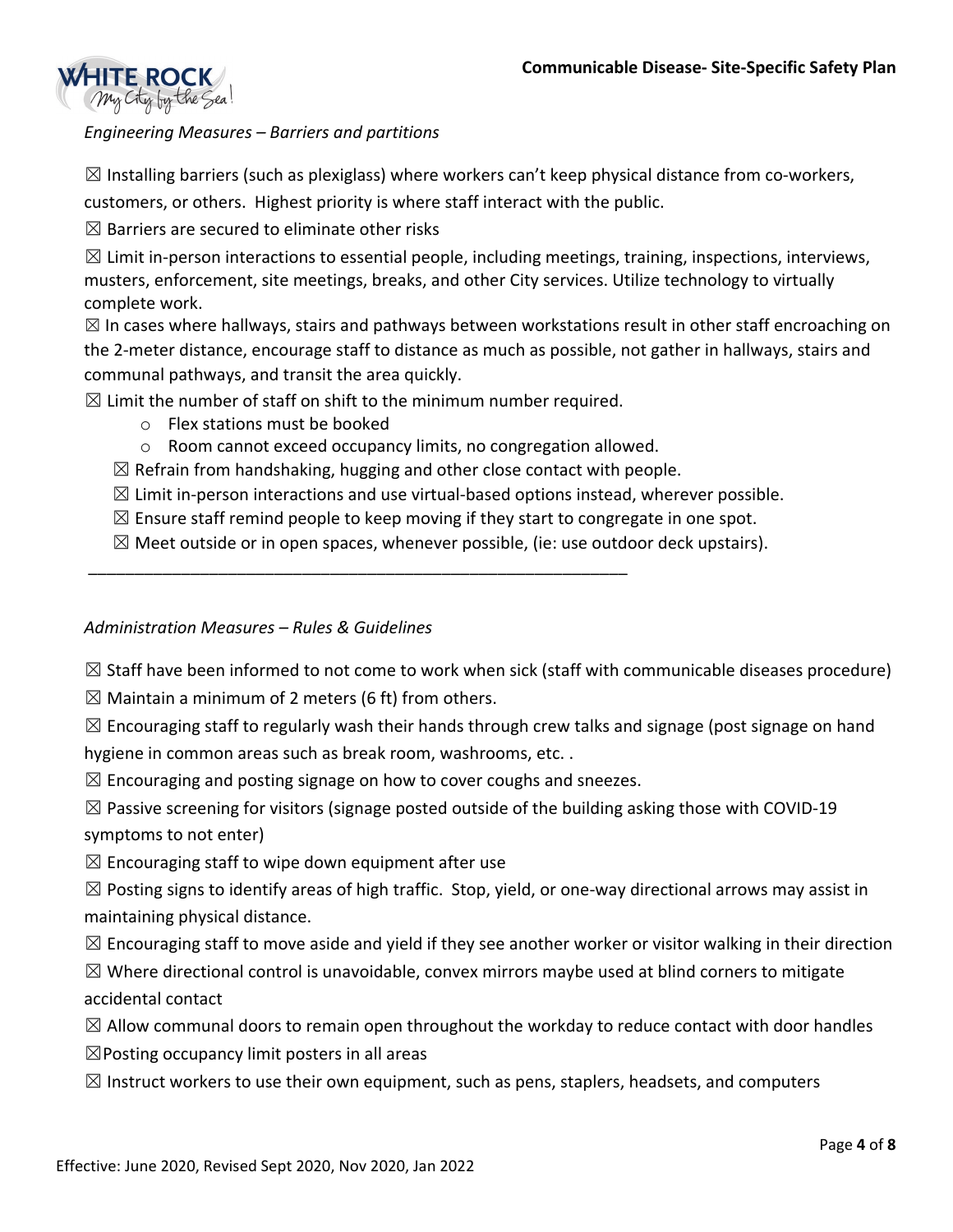*Engineering Measures – Barriers and partitions*

☒ Installing barriers (such as plexiglass) where workers can't keep physical distance from co-workers, customers, or others. Highest priority is where staff interact with the public.

☒ Barriers are secured to eliminate other risks

☒ Limit in-person interactions to essential people, including meetings, training, inspections, interviews, musters, enforcement, site meetings, breaks, and other City services. Utilize technology to virtually complete work.

☒ In cases where hallways, stairs and pathways between workstations result in other staff encroaching on the 2-meter distance, encourage staff to distance as much as possible, not gather in hallways, stairs and communal pathways, and transit the area quickly.

☒ Limit the number of staff on shift to the minimum number required.

- Flex stations must be booked
- Room cannot exceed occupancy limits, no congregation allowed.

☒ Refrain from handshaking, hugging and other close contact with people.

☒ Limit in-person interactions and use virtual-based options instead, wherever possible.

☒ Ensure staff remind people to keep moving if they start to congregate in one spot.

☒ Meet outside or in open spaces, whenever possible, (ie: use outdoor deck upstairs).

---

*Administration Measures – Rules & Guidelines*

☒ Staff have been informed to not come to work when sick (staff with communicable diseases procedure)

☒ Maintain a minimum of 2 meters (6 ft) from others.

☒ Encouraging staff to regularly wash their hands through crew talks and signage (post signage on hand hygiene in common areas such as break room, washrooms, etc. .

☒ Encouraging and posting signage on how to cover coughs and sneezes.

☒ Passive screening for visitors (signage posted outside of the building asking those with COVID-19 symptoms to not enter)

☒ Encouraging staff to wipe down equipment after use

☒ Posting signs to identify areas of high traffic. Stop, yield, or one-way directional arrows may assist in maintaining physical distance.

☒ Encouraging staff to move aside and yield if they see another worker or visitor walking in their direction

☒ Where directional control is unavoidable, convex mirrors maybe used at blind corners to mitigate accidental contact

☒ Allow communal doors to remain open throughout the workday to reduce contact with door handles

☒Posting occupancy limit posters in all areas

☒ Instruct workers to use their own equipment, such as pens, staplers, headsets, and computers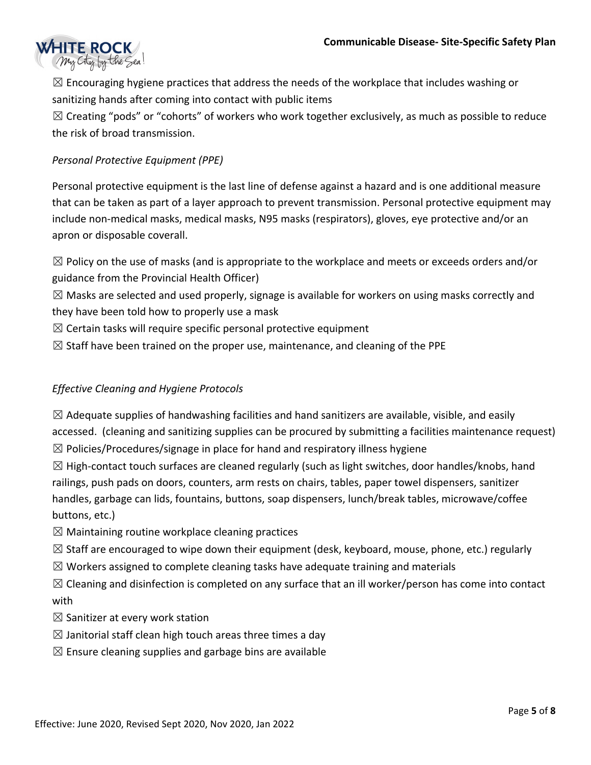☒ Encouraging hygiene practices that address the needs of the workplace that includes washing or sanitizing hands after coming into contact with public items

☒ Creating "pods" or "cohorts" of workers who work together exclusively, as much as possible to reduce the risk of broad transmission.

*Personal Protective Equipment (PPE)*

Personal protective equipment is the last line of defense against a hazard and is one additional measure that can be taken as part of a layer approach to prevent transmission. Personal protective equipment may include non-medical masks, medical masks, N95 masks (respirators), gloves, eye protective and/or an apron or disposable coverall.

☒ Policy on the use of masks (and is appropriate to the workplace and meets or exceeds orders and/or guidance from the Provincial Health Officer)

☒ Masks are selected and used properly, signage is available for workers on using masks correctly and they have been told how to properly use a mask

☒ Certain tasks will require specific personal protective equipment

☒ Staff have been trained on the proper use, maintenance, and cleaning of the PPE

*Effective Cleaning and Hygiene Protocols*

☒ Adequate supplies of handwashing facilities and hand sanitizers are available, visible, and easily accessed. (cleaning and sanitizing supplies can be procured by submitting a facilities maintenance request)

☒ Policies/Procedures/signage in place for hand and respiratory illness hygiene

☒ High-contact touch surfaces are cleaned regularly (such as light switches, door handles/knobs, hand railings, push pads on doors, counters, arm rests on chairs, tables, paper towel dispensers, sanitizer handles, garbage can lids, fountains, buttons, soap dispensers, lunch/break tables, microwave/coffee buttons, etc.)

☒ Maintaining routine workplace cleaning practices

☒ Staff are encouraged to wipe down their equipment (desk, keyboard, mouse, phone, etc.) regularly

☒ Workers assigned to complete cleaning tasks have adequate training and materials

☒ Cleaning and disinfection is completed on any surface that an ill worker/person has come into contact with

☒ Sanitizer at every work station

☒ Janitorial staff clean high touch areas three times a day

☒ Ensure cleaning supplies and garbage bins are available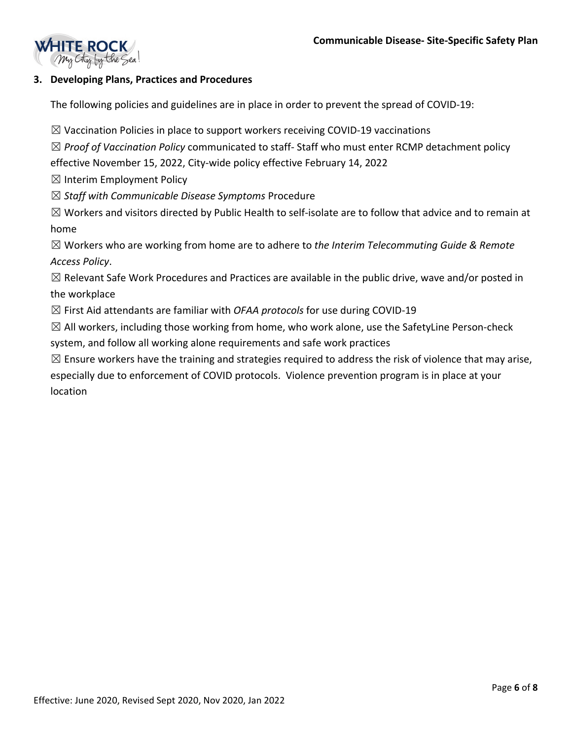### 3. Developing Plans, Practices and Procedures

The following policies and guidelines are in place in order to prevent the spread of COVID-19:

☒ Vaccination Policies in place to support workers receiving COVID-19 vaccinations

☒ *Proof of Vaccination Policy* communicated to staff- Staff who must enter RCMP detachment policy effective November 15, 2022, City-wide policy effective February 14, 2022

☒ Interim Employment Policy

☒ *Staff with Communicable Disease Symptoms* Procedure

☒ Workers and visitors directed by Public Health to self-isolate are to follow that advice and to remain at home

☒ Workers who are working from home are to adhere to *the Interim Telecommuting Guide & Remote Access Policy*.

☒ Relevant Safe Work Procedures and Practices are available in the public drive, wave and/or posted in the workplace

☒ First Aid attendants are familiar with *OFAA protocols* for use during COVID-19

☒ All workers, including those working from home, who work alone, use the SafetyLine Person-check system, and follow all working alone requirements and safe work practices

☒ Ensure workers have the training and strategies required to address the risk of violence that may arise, especially due to enforcement of COVID protocols. Violence prevention program is in place at your location

Effective: June 2020, Revised Sept 2020, Nov 2020, Jan 2022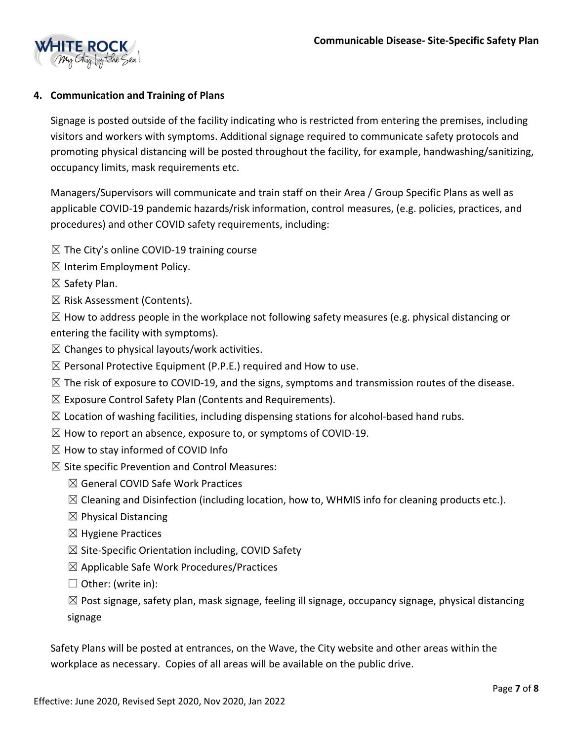## 4. Communication and Training of Plans

Signage is posted outside of the facility indicating who is restricted from entering the premises, including visitors and workers with symptoms. Additional signage required to communicate safety protocols and promoting physical distancing will be posted throughout the facility, for example, handwashing/sanitizing, occupancy limits, mask requirements etc.

Managers/Supervisors will communicate and train staff on their Area / Group Specific Plans as well as applicable COVID-19 pandemic hazards/risk information, control measures, (e.g. policies, practices, and procedures) and other COVID safety requirements, including:

☒ The City's online COVID-19 training course

☒ Interim Employment Policy.

☒ Safety Plan.

☒ Risk Assessment (Contents).

☒ How to address people in the workplace not following safety measures (e.g. physical distancing or entering the facility with symptoms).

☒ Changes to physical layouts/work activities.

☒ Personal Protective Equipment (P.P.E.) required and How to use.

☒ The risk of exposure to COVID-19, and the signs, symptoms and transmission routes of the disease.

☒ Exposure Control Safety Plan (Contents and Requirements).

☒ Location of washing facilities, including dispensing stations for alcohol-based hand rubs.

☒ How to report an absence, exposure to, or symptoms of COVID-19.

☒ How to stay informed of COVID Info

☒ Site specific Prevention and Control Measures:

- ☒ General COVID Safe Work Practices
- ☒ Cleaning and Disinfection (including location, how to, WHMIS info for cleaning products etc.).
- ☒ Physical Distancing
- ☒ Hygiene Practices
- ☒ Site-Specific Orientation including, COVID Safety
- ☒ Applicable Safe Work Procedures/Practices
- ☐ Other: (write in):
- ☒ Post signage, safety plan, mask signage, feeling ill signage, occupancy signage, physical distancing signage

Safety Plans will be posted at entrances, on the Wave, the City website and other areas within the workplace as necessary. Copies of all areas will be available on the public drive.

Effective: June 2020, Revised Sept 2020, Nov 2020, Jan 2022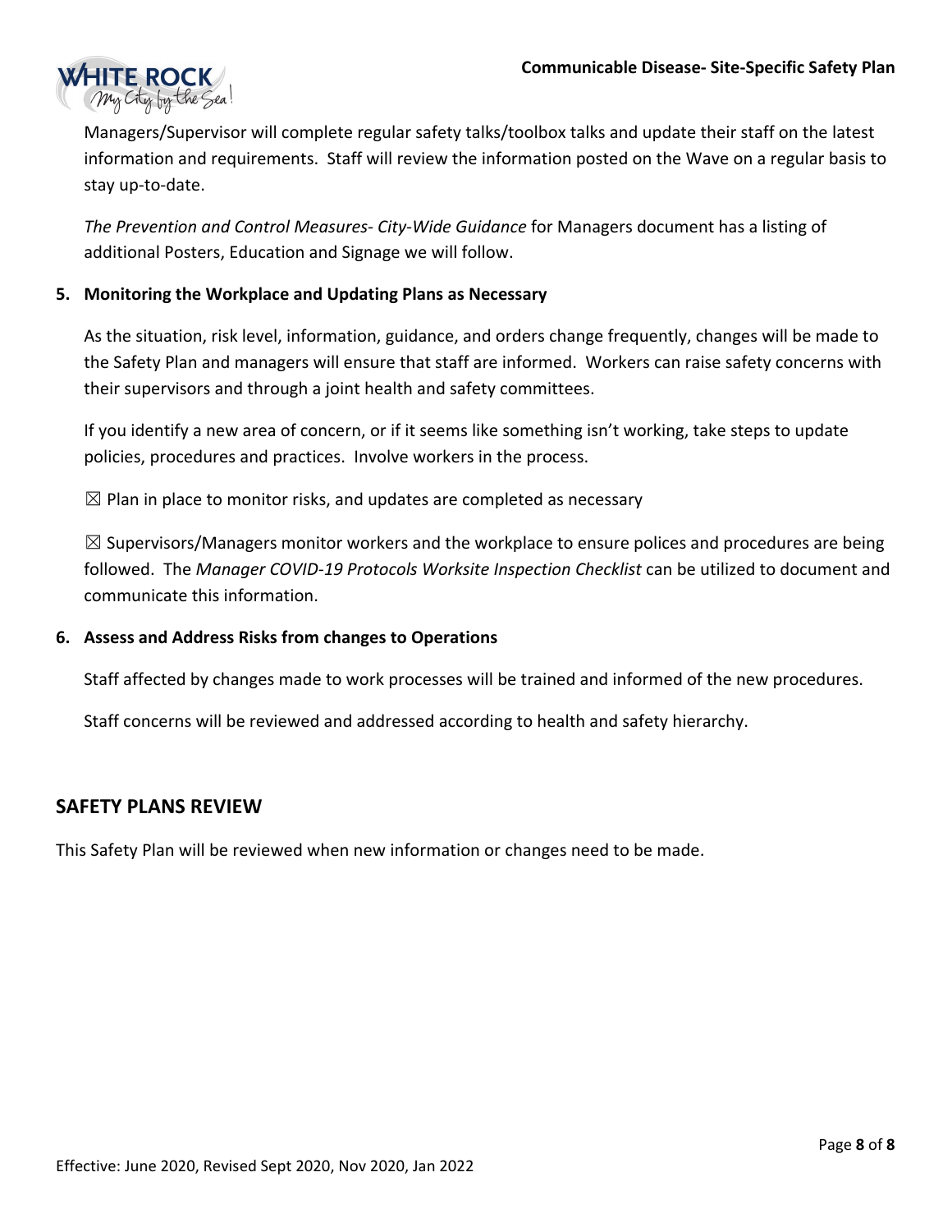Managers/Supervisor will complete regular safety talks/toolbox talks and update their staff on the latest information and requirements. Staff will review the information posted on the Wave on a regular basis to stay up-to-date.

*The Prevention and Control Measures- City-Wide Guidance* for Managers document has a listing of additional Posters, Education and Signage we will follow.

**5. Monitoring the Workplace and Updating Plans as Necessary**

As the situation, risk level, information, guidance, and orders change frequently, changes will be made to the Safety Plan and managers will ensure that staff are informed. Workers can raise safety concerns with their supervisors and through a joint health and safety committees.

If you identify a new area of concern, or if it seems like something isn't working, take steps to update policies, procedures and practices. Involve workers in the process.

☒ Plan in place to monitor risks, and updates are completed as necessary

☒ Supervisors/Managers monitor workers and the workplace to ensure polices and procedures are being followed. The *Manager COVID-19 Protocols Worksite Inspection Checklist* can be utilized to document and communicate this information.

**6. Assess and Address Risks from changes to Operations**

Staff affected by changes made to work processes will be trained and informed of the new procedures.

Staff concerns will be reviewed and addressed according to health and safety hierarchy.

## SAFETY PLANS REVIEW

This Safety Plan will be reviewed when new information or changes need to be made.

Effective: June 2020, Revised Sept 2020, Nov 2020, Jan 2022